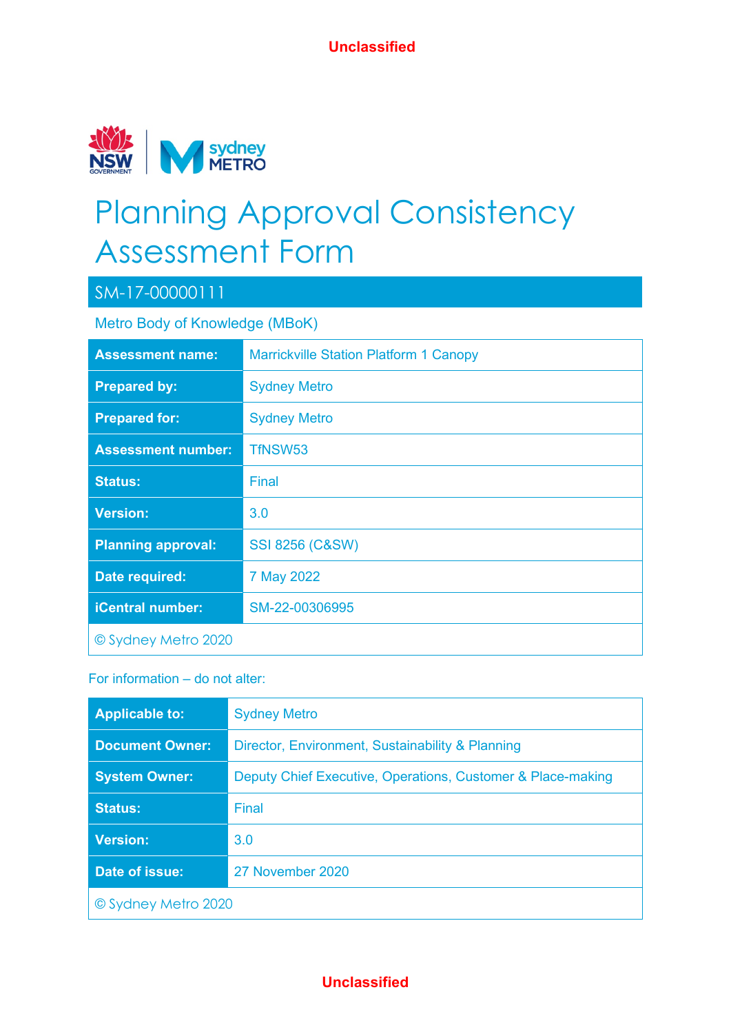Unclassified

# Planning Approval Consistency Assessment Form

## SM-17-00000111

Metro Body of Knowledge (MBoK)

| | |
|---|---|
| **Assessment name:** | Marrickville Station Platform 1 Canopy |
| **Prepared by:** | Sydney Metro |
| **Prepared for:** | Sydney Metro |
| **Assessment number:** | TfNSW53 |
| **Status:** | Final |
| **Version:** | 3.0 |
| **Planning approval:** | SSI 8256 (C&SW) |
| **Date required:** | 7 May 2022 |
| **iCentral number:** | SM-22-00306995 |
| © Sydney Metro 2020 | |

For information – do not alter:

| | |
|---|---|
| **Applicable to:** | Sydney Metro |
| **Document Owner:** | Director, Environment, Sustainability & Planning |
| **System Owner:** | Deputy Chief Executive, Operations, Customer & Place-making |
| **Status:** | Final |
| **Version:** | 3.0 |
| **Date of issue:** | 27 November 2020 |
| © Sydney Metro 2020 | |

Unclassified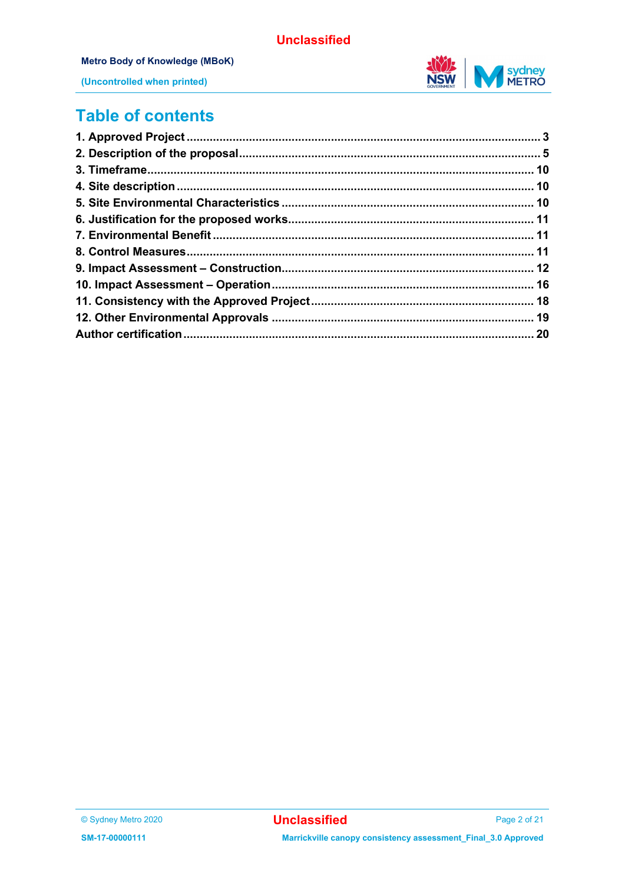# Table of contents

1. Approved Project ........ 3
2. Description of the proposal ........ 5
3. Timeframe ........ 10
4. Site description ........ 10
5. Site Environmental Characteristics ........ 10
6. Justification for the proposed works ........ 11
7. Environmental Benefit ........ 11
8. Control Measures ........ 11
9. Impact Assessment – Construction ........ 12
10. Impact Assessment – Operation ........ 16
11. Consistency with the Approved Project ........ 18
12. Other Environmental Approvals ........ 19

Author certification ........ 20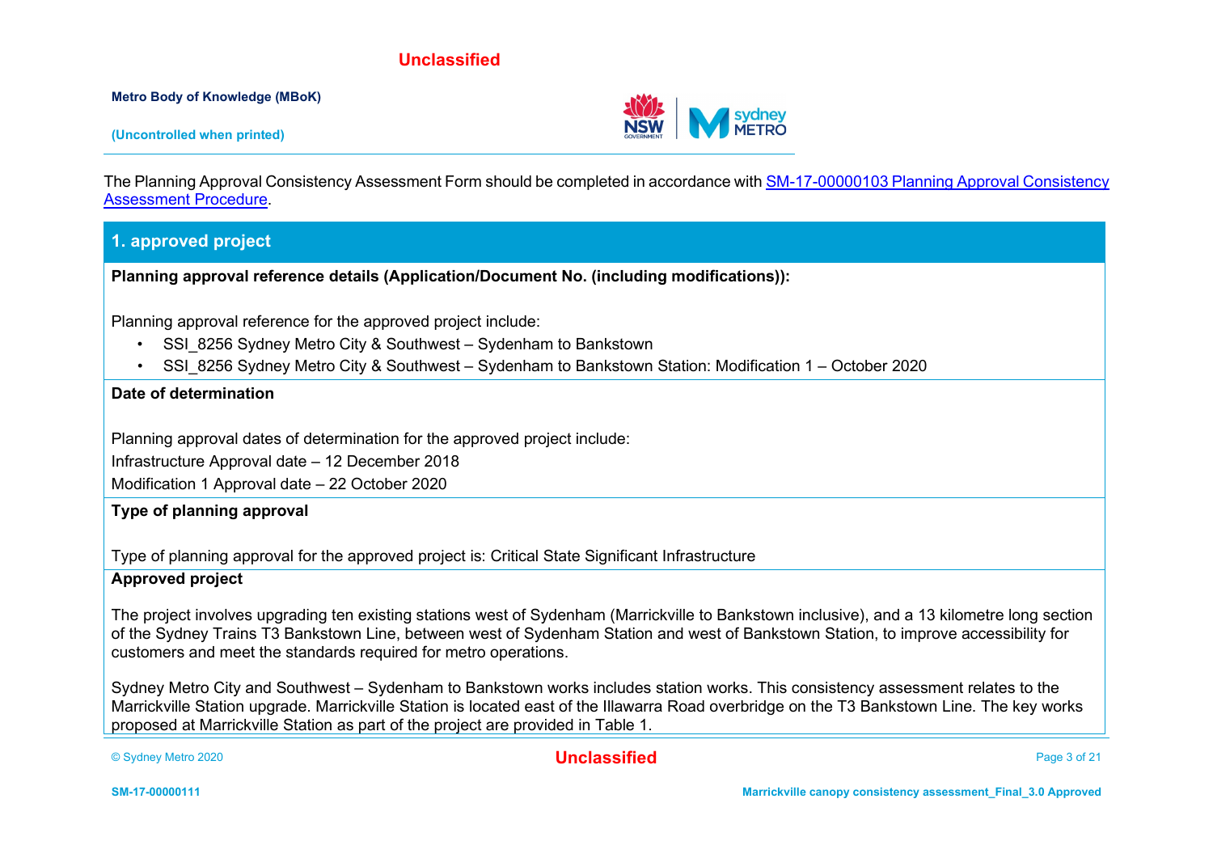The Planning Approval Consistency Assessment Form should be completed in accordance with [SM-17-00000103 Planning Approval Consistency Assessment Procedure](SM-17-00000103 Planning Approval Consistency Assessment Procedure).

## 1. approved project

**Planning approval reference details (Application/Document No. (including modifications)):**

Planning approval reference for the approved project include:

- SSI_8256 Sydney Metro City & Southwest – Sydenham to Bankstown
- SSI_8256 Sydney Metro City & Southwest – Sydenham to Bankstown Station: Modification 1 – October 2020

**Date of determination**

Planning approval dates of determination for the approved project include:

Infrastructure Approval date – 12 December 2018

Modification 1 Approval date – 22 October 2020

**Type of planning approval**

Type of planning approval for the approved project is: Critical State Significant Infrastructure

**Approved project**

The project involves upgrading ten existing stations west of Sydenham (Marrickville to Bankstown inclusive), and a 13 kilometre long section of the Sydney Trains T3 Bankstown Line, between west of Sydenham Station and west of Bankstown Station, to improve accessibility for customers and meet the standards required for metro operations.

Sydney Metro City and Southwest – Sydenham to Bankstown works includes station works. This consistency assessment relates to the Marrickville Station upgrade. Marrickville Station is located east of the Illawarra Road overbridge on the T3 Bankstown Line. The key works proposed at Marrickville Station as part of the project are provided in Table 1.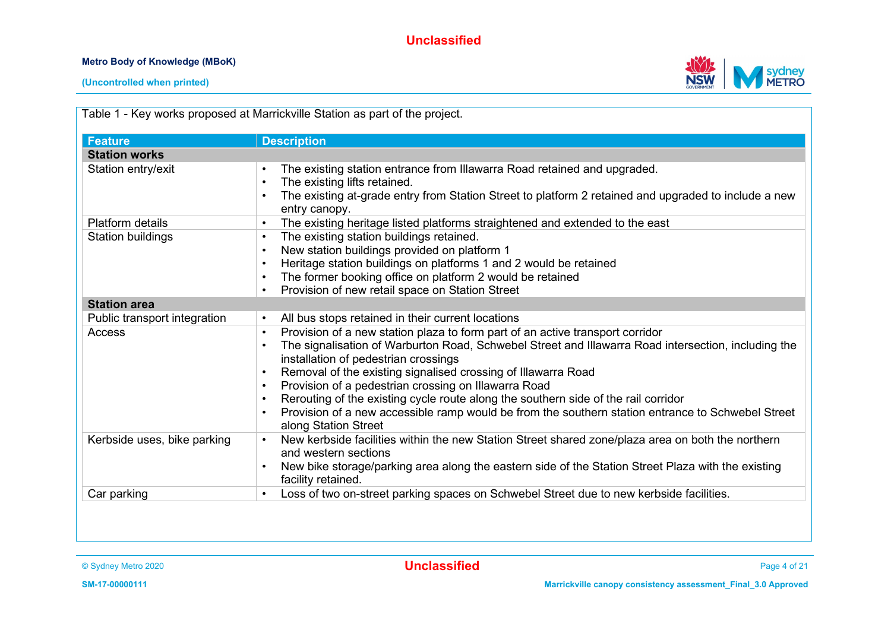Table 1 - Key works proposed at Marrickville Station as part of the project.

| Feature | Description |
|---|---|
| **Station works** | |
| Station entry/exit | • The existing station entrance from Illawarra Road retained and upgraded.<br>• The existing lifts retained.<br>• The existing at-grade entry from Station Street to platform 2 retained and upgraded to include a new entry canopy. |
| Platform details | • The existing heritage listed platforms straightened and extended to the east |
| Station buildings | • The existing station buildings retained.<br>• New station buildings provided on platform 1<br>• Heritage station buildings on platforms 1 and 2 would be retained<br>• The former booking office on platform 2 would be retained<br>• Provision of new retail space on Station Street |
| **Station area** | |
| Public transport integration | • All bus stops retained in their current locations |
| Access | • Provision of a new station plaza to form part of an active transport corridor<br>• The signalisation of Warburton Road, Schwebel Street and Illawarra Road intersection, including the installation of pedestrian crossings<br>• Removal of the existing signalised crossing of Illawarra Road<br>• Provision of a pedestrian crossing on Illawarra Road<br>• Rerouting of the existing cycle route along the southern side of the rail corridor<br>• Provision of a new accessible ramp would be from the southern station entrance to Schwebel Street along Station Street |
| Kerbside uses, bike parking | • New kerbside facilities within the new Station Street shared zone/plaza area on both the northern and western sections<br>• New bike storage/parking area along the eastern side of the Station Street Plaza with the existing facility retained. |
| Car parking | • Loss of two on-street parking spaces on Schwebel Street due to new kerbside facilities. |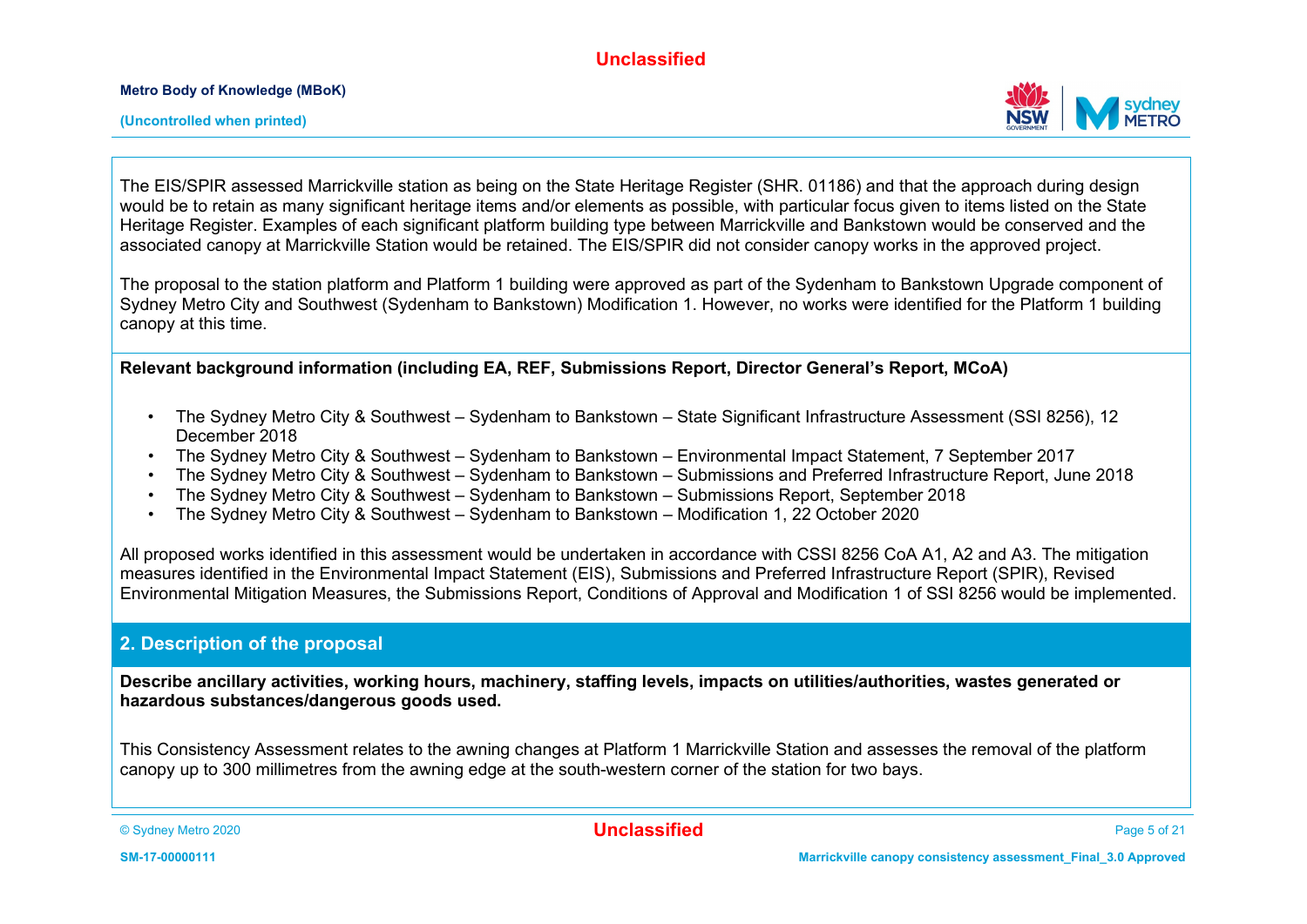The EIS/SPIR assessed Marrickville station as being on the State Heritage Register (SHR. 01186) and that the approach during design would be to retain as many significant heritage items and/or elements as possible, with particular focus given to items listed on the State Heritage Register. Examples of each significant platform building type between Marrickville and Bankstown would be conserved and the associated canopy at Marrickville Station would be retained. The EIS/SPIR did not consider canopy works in the approved project.

The proposal to the station platform and Platform 1 building were approved as part of the Sydenham to Bankstown Upgrade component of Sydney Metro City and Southwest (Sydenham to Bankstown) Modification 1. However, no works were identified for the Platform 1 building canopy at this time.

**Relevant background information (including EA, REF, Submissions Report, Director General's Report, MCoA)**

- The Sydney Metro City & Southwest – Sydenham to Bankstown – State Significant Infrastructure Assessment (SSI 8256), 12 December 2018
- The Sydney Metro City & Southwest – Sydenham to Bankstown – Environmental Impact Statement, 7 September 2017
- The Sydney Metro City & Southwest – Sydenham to Bankstown – Submissions and Preferred Infrastructure Report, June 2018
- The Sydney Metro City & Southwest – Sydenham to Bankstown – Submissions Report, September 2018
- The Sydney Metro City & Southwest – Sydenham to Bankstown – Modification 1, 22 October 2020

All proposed works identified in this assessment would be undertaken in accordance with CSSI 8256 CoA A1, A2 and A3. The mitigation measures identified in the Environmental Impact Statement (EIS), Submissions and Preferred Infrastructure Report (SPIR), Revised Environmental Mitigation Measures, the Submissions Report, Conditions of Approval and Modification 1 of SSI 8256 would be implemented.

## 2. Description of the proposal

**Describe ancillary activities, working hours, machinery, staffing levels, impacts on utilities/authorities, wastes generated or hazardous substances/dangerous goods used.**

This Consistency Assessment relates to the awning changes at Platform 1 Marrickville Station and assesses the removal of the platform canopy up to 300 millimetres from the awning edge at the south-western corner of the station for two bays.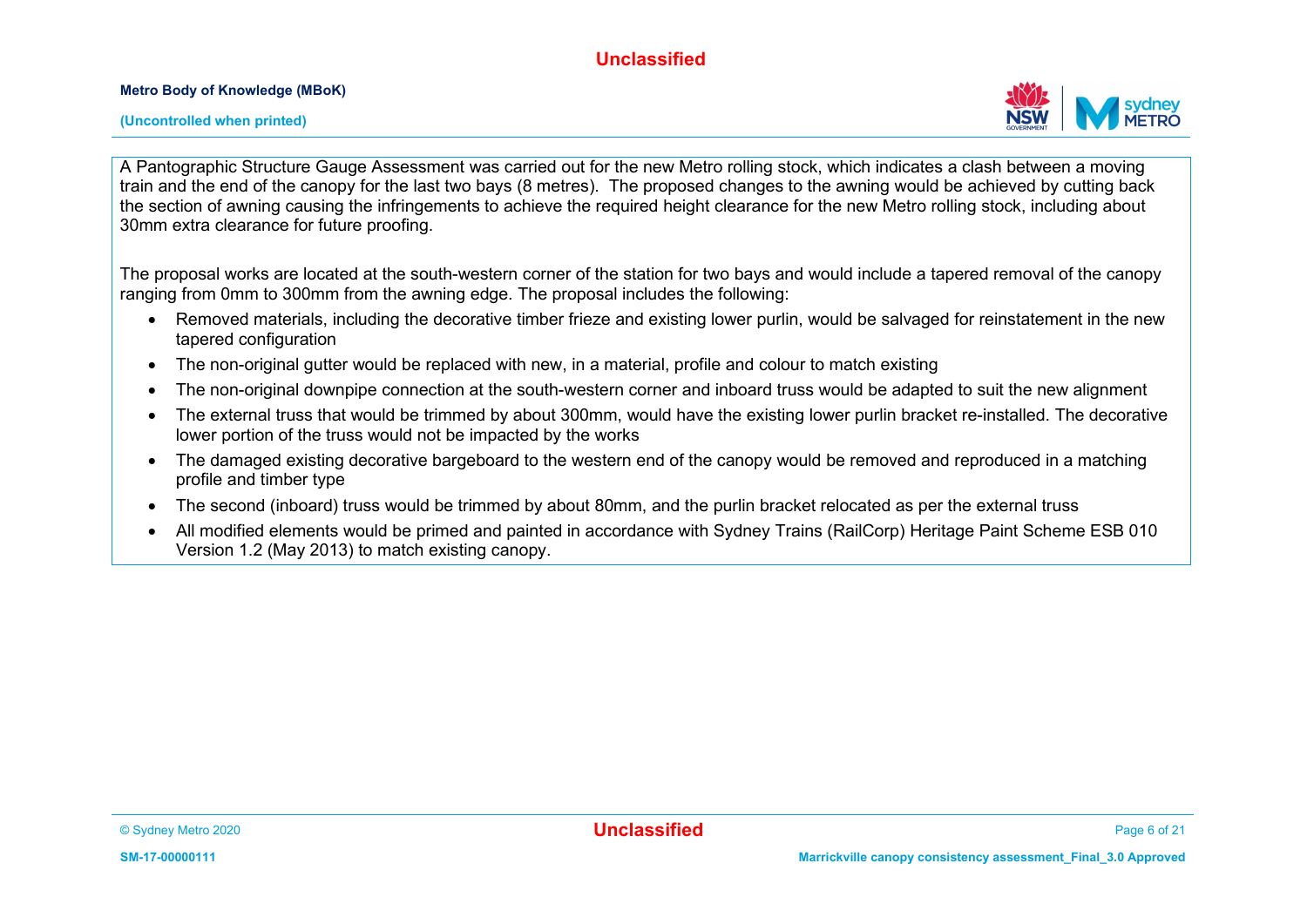A Pantographic Structure Gauge Assessment was carried out for the new Metro rolling stock, which indicates a clash between a moving train and the end of the canopy for the last two bays (8 metres). The proposed changes to the awning would be achieved by cutting back the section of awning causing the infringements to achieve the required height clearance for the new Metro rolling stock, including about 30mm extra clearance for future proofing.

The proposal works are located at the south-western corner of the station for two bays and would include a tapered removal of the canopy ranging from 0mm to 300mm from the awning edge. The proposal includes the following:

- Removed materials, including the decorative timber frieze and existing lower purlin, would be salvaged for reinstatement in the new tapered configuration
- The non-original gutter would be replaced with new, in a material, profile and colour to match existing
- The non-original downpipe connection at the south-western corner and inboard truss would be adapted to suit the new alignment
- The external truss that would be trimmed by about 300mm, would have the existing lower purlin bracket re-installed. The decorative lower portion of the truss would not be impacted by the works
- The damaged existing decorative bargeboard to the western end of the canopy would be removed and reproduced in a matching profile and timber type
- The second (inboard) truss would be trimmed by about 80mm, and the purlin bracket relocated as per the external truss
- All modified elements would be primed and painted in accordance with Sydney Trains (RailCorp) Heritage Paint Scheme ESB 010 Version 1.2 (May 2013) to match existing canopy.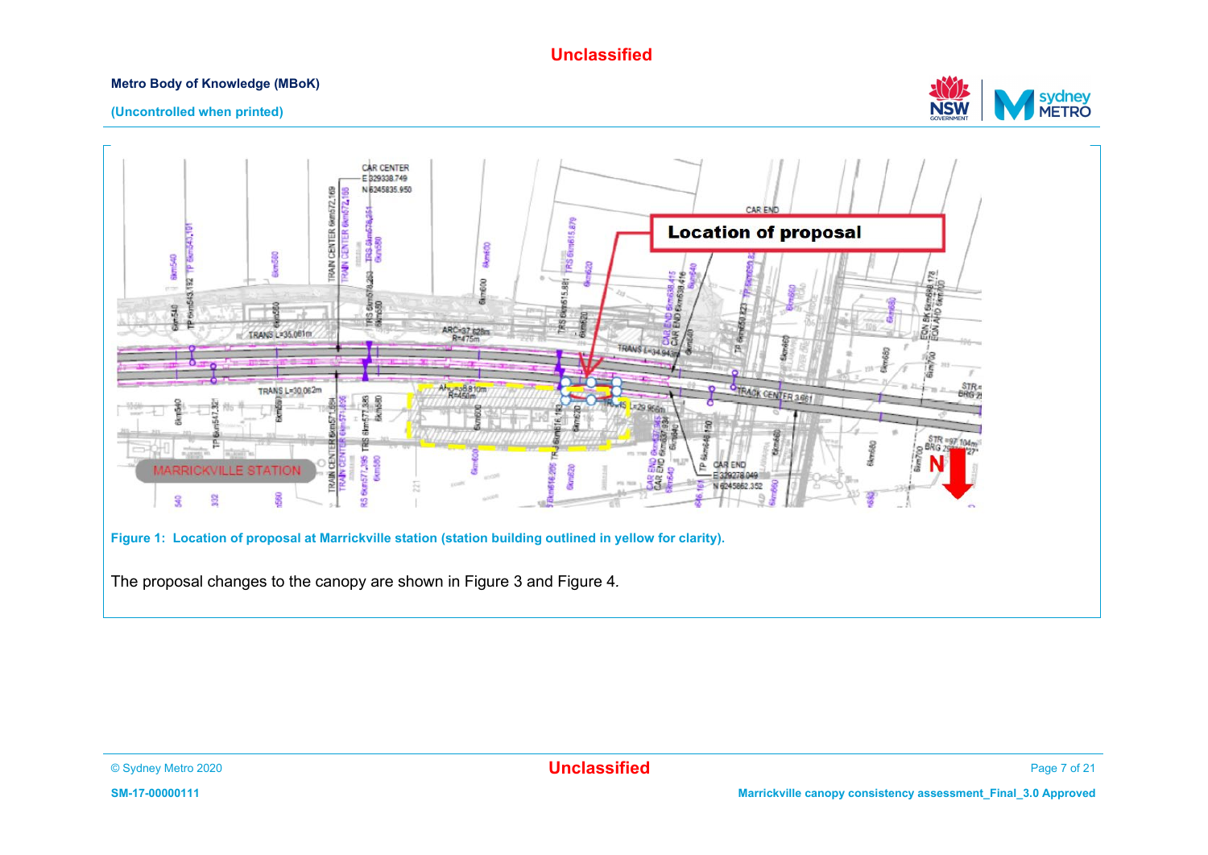Figure 1: Location of proposal at Marrickville station (station building outlined in yellow for clarity).

The proposal changes to the canopy are shown in Figure 3 and Figure 4.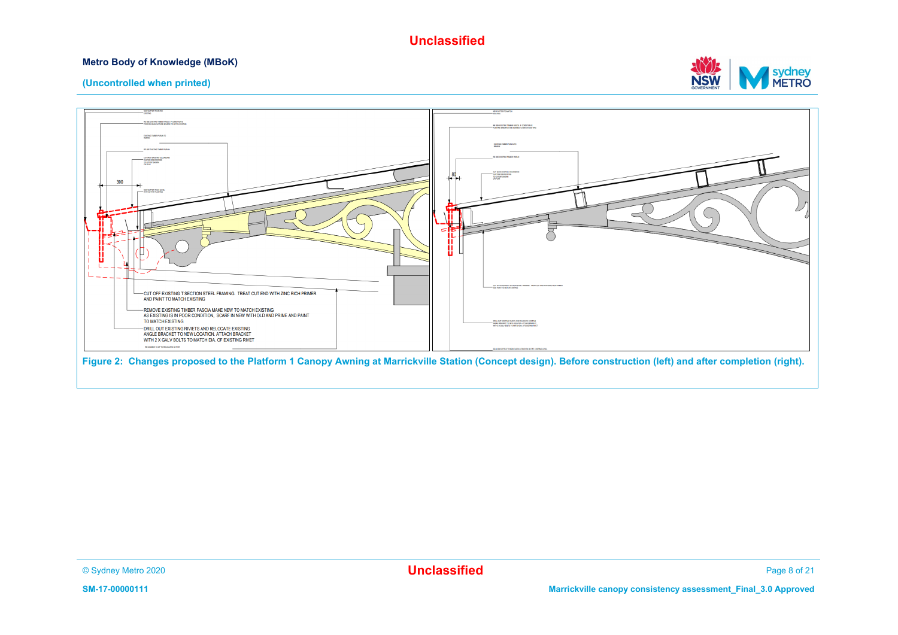CUT OFF EXISTING T SECTION STEEL FRAMING. TREAT CUT END WITH ZINC RICH PRIMER AND PAINT TO MATCH EXISTING

REMOVE EXISTING TIMBER FASCIA MAKE NEW TO MATCH EXISTING AS EXISTING IS IN POOR CONDITION. SCARF IN NEW WITH OLD AND PRIME AND PAINT TO MATCH EXISTING

DRILL OUT EXISTING RIVIETS AND RELOCATE EXISTING ANGLE BRACKET TO NEW LOCATION. ATTACH BRACKET WITH 2 X GALV BOLTS TO MATCH DIA. OF EXISTING RIVET

**Figure 2: Changes proposed to the Platform 1 Canopy Awning at Marrickville Station (Concept design). Before construction (left) and after completion (right).**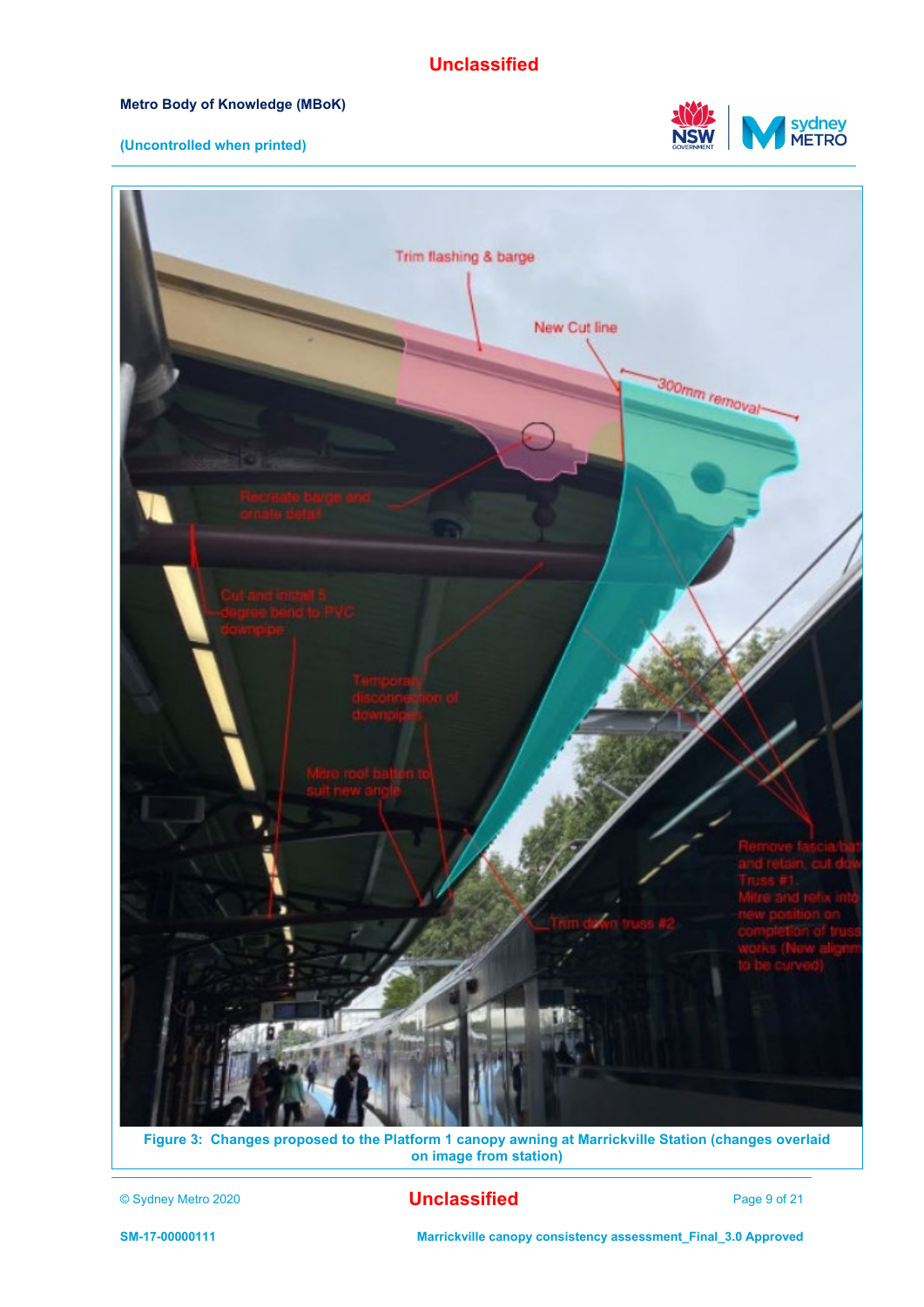Figure 3: Changes proposed to the Platform 1 canopy awning at Marrickville Station (changes overlaid on image from station)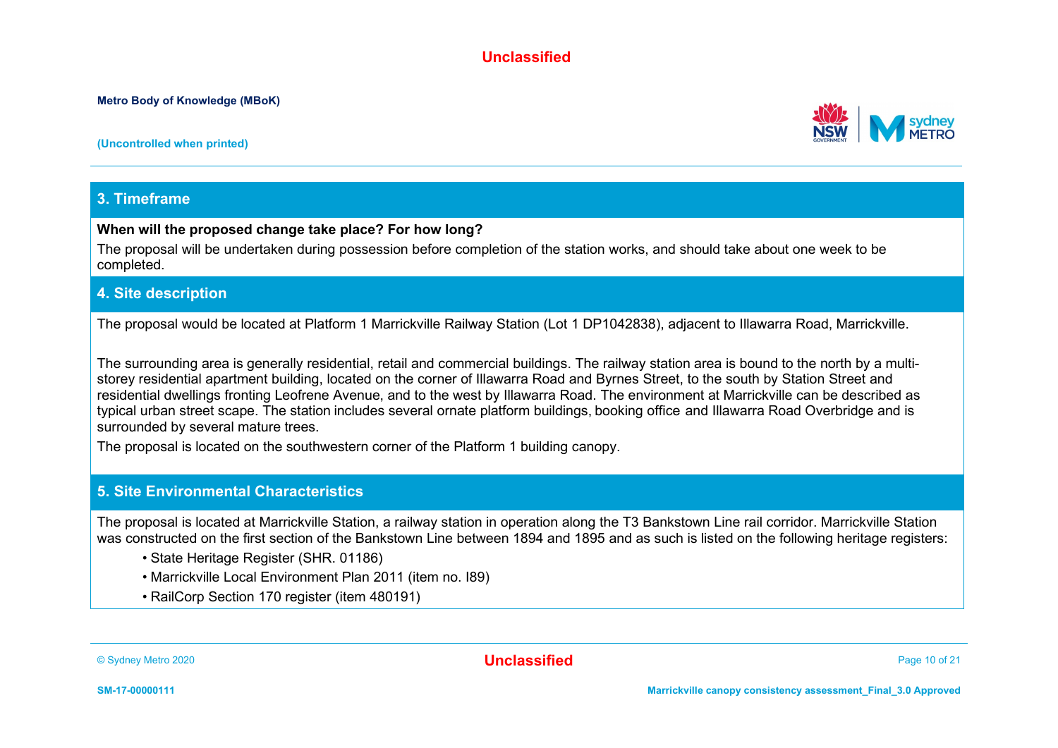## 3. Timeframe

**When will the proposed change take place? For how long?**

The proposal will be undertaken during possession before completion of the station works, and should take about one week to be completed.

## 4. Site description

The proposal would be located at Platform 1 Marrickville Railway Station (Lot 1 DP1042838), adjacent to Illawarra Road, Marrickville.

The surrounding area is generally residential, retail and commercial buildings. The railway station area is bound to the north by a multi-storey residential apartment building, located on the corner of Illawarra Road and Byrnes Street, to the south by Station Street and residential dwellings fronting Leofrene Avenue, and to the west by Illawarra Road. The environment at Marrickville can be described as typical urban street scape. The station includes several ornate platform buildings, booking office and Illawarra Road Overbridge and is surrounded by several mature trees.

The proposal is located on the southwestern corner of the Platform 1 building canopy.

## 5. Site Environmental Characteristics

The proposal is located at Marrickville Station, a railway station in operation along the T3 Bankstown Line rail corridor. Marrickville Station was constructed on the first section of the Bankstown Line between 1894 and 1895 and as such is listed on the following heritage registers:

- State Heritage Register (SHR. 01186)
- Marrickville Local Environment Plan 2011 (item no. I89)
- RailCorp Section 170 register (item 480191)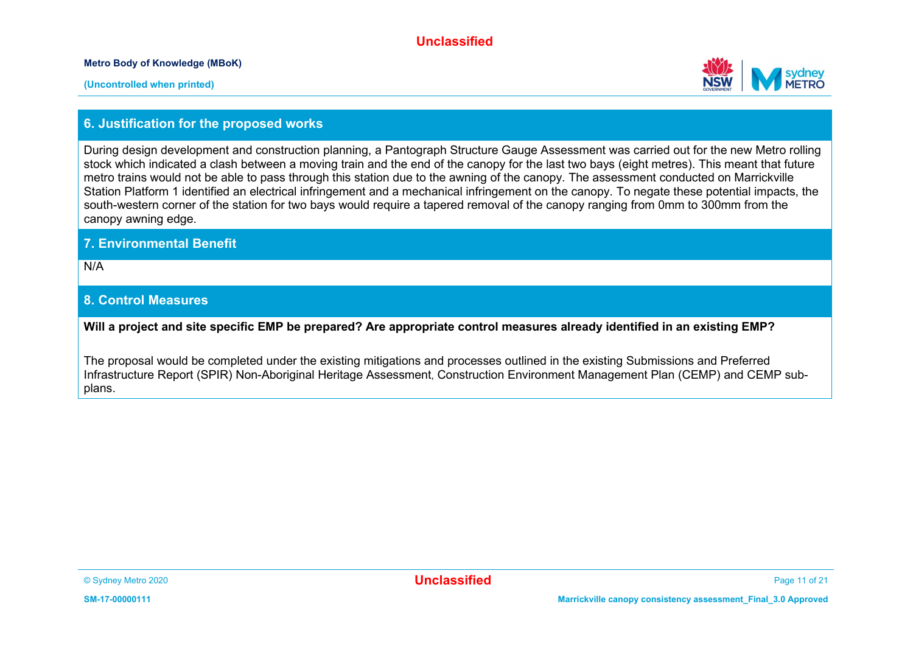## 6. Justification for the proposed works

During design development and construction planning, a Pantograph Structure Gauge Assessment was carried out for the new Metro rolling stock which indicated a clash between a moving train and the end of the canopy for the last two bays (eight metres). This meant that future metro trains would not be able to pass through this station due to the awning of the canopy. The assessment conducted on Marrickville Station Platform 1 identified an electrical infringement and a mechanical infringement on the canopy. To negate these potential impacts, the south-western corner of the station for two bays would require a tapered removal of the canopy ranging from 0mm to 300mm from the canopy awning edge.

## 7. Environmental Benefit

N/A

## 8. Control Measures

**Will a project and site specific EMP be prepared? Are appropriate control measures already identified in an existing EMP?**

The proposal would be completed under the existing mitigations and processes outlined in the existing Submissions and Preferred Infrastructure Report (SPIR) Non-Aboriginal Heritage Assessment, Construction Environment Management Plan (CEMP) and CEMP sub-plans.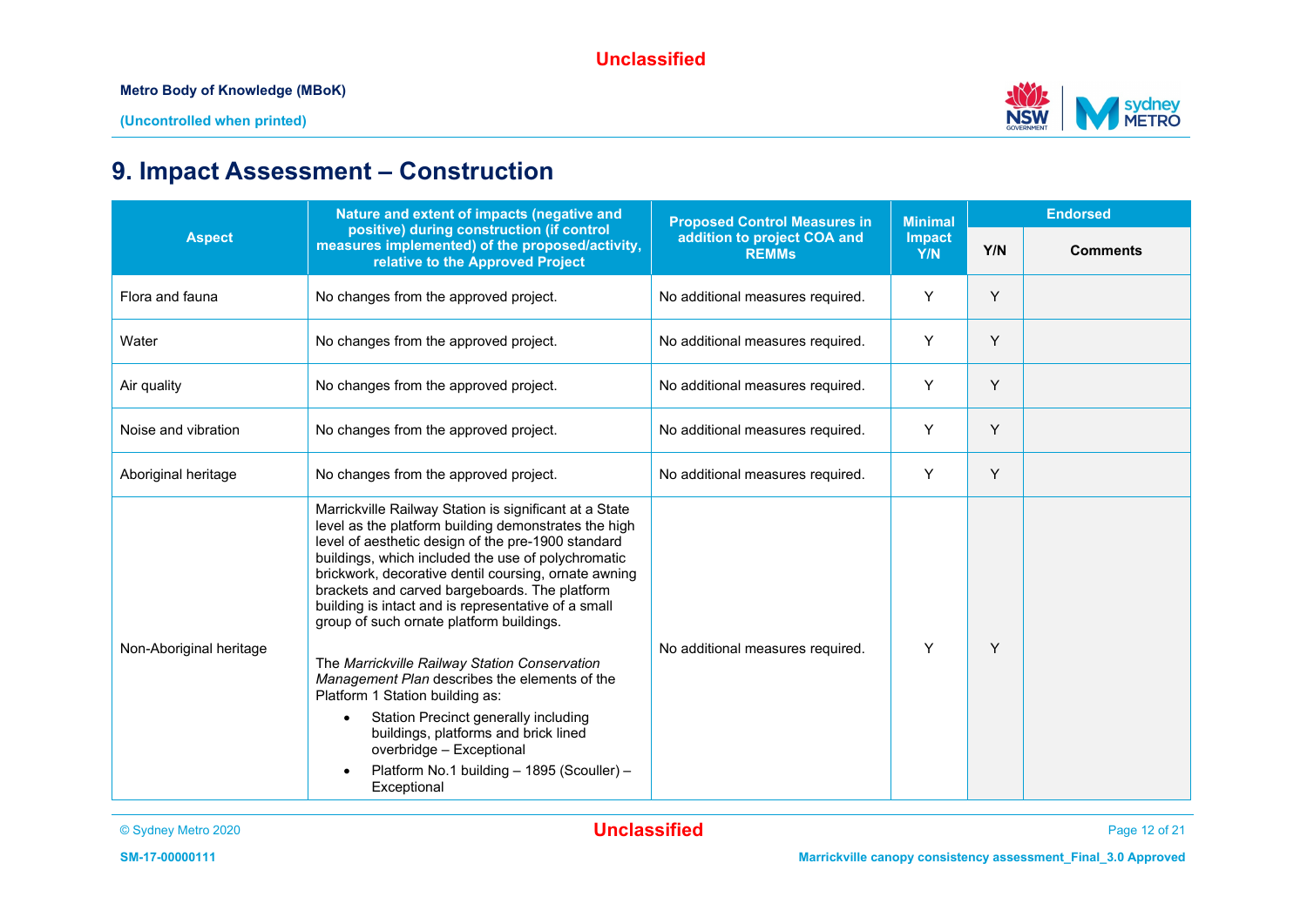# 9. Impact Assessment – Construction

| Aspect | Nature and extent of impacts (negative and positive) during construction (if control measures implemented) of the proposed/activity, relative to the Approved Project | Proposed Control Measures in addition to project COA and REMMs | Minimal Impact Y/N | Endorsed | |
|---|---|---|---|---|---|
| | | | | Y/N | Comments |
| Flora and fauna | No changes from the approved project. | No additional measures required. | Y | Y | |
| Water | No changes from the approved project. | No additional measures required. | Y | Y | |
| Air quality | No changes from the approved project. | No additional measures required. | Y | Y | |
| Noise and vibration | No changes from the approved project. | No additional measures required. | Y | Y | |
| Aboriginal heritage | No changes from the approved project. | No additional measures required. | Y | Y | |
| Non-Aboriginal heritage | Marrickville Railway Station is significant at a State level as the platform building demonstrates the high level of aesthetic design of the pre-1900 standard buildings, which included the use of polychromatic brickwork, decorative dentil coursing, ornate awning brackets and carved bargeboards. The platform building is intact and is representative of a small group of such ornate platform buildings.<br><br>The *Marrickville Railway Station Conservation Management Plan* describes the elements of the Platform 1 Station building as:<br>• Station Precinct generally including buildings, platforms and brick lined overbridge – Exceptional<br>• Platform No.1 building – 1895 (Scouller) – Exceptional | No additional measures required. | Y | Y | |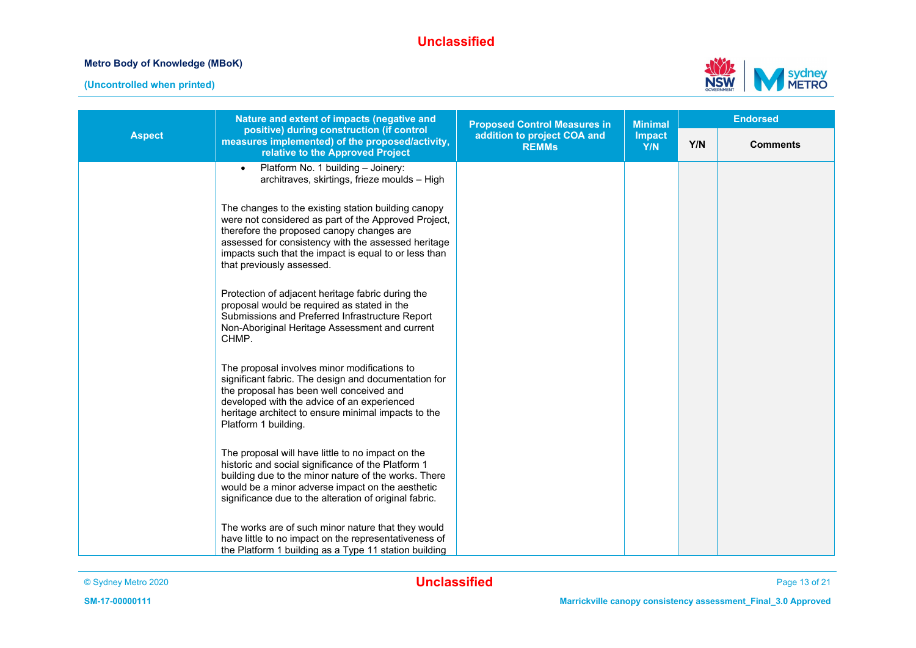| Aspect | Nature and extent of impacts (negative and positive) during construction (if control measures implemented) of the proposed/activity, relative to the Approved Project | Proposed Control Measures in addition to project COA and REMMs | Minimal Impact Y/N | Endorsed | |
|---|---|---|---|---|---|
| | | | | Y/N | Comments |
| | <ul><li>Platform No. 1 building – Joinery: architraves, skirtings, frieze moulds – High</li></ul><br>The changes to the existing station building canopy were not considered as part of the Approved Project, therefore the proposed canopy changes are assessed for consistency with the assessed heritage impacts such that the impact is equal to or less than that previously assessed.<br><br>Protection of adjacent heritage fabric during the proposal would be required as stated in the Submissions and Preferred Infrastructure Report Non-Aboriginal Heritage Assessment and current CHMP.<br><br>The proposal involves minor modifications to significant fabric. The design and documentation for the proposal has been well conceived and developed with the advice of an experienced heritage architect to ensure minimal impacts to the Platform 1 building.<br><br>The proposal will have little to no impact on the historic and social significance of the Platform 1 building due to the minor nature of the works. There would be a minor adverse impact on the aesthetic significance due to the alteration of original fabric.<br><br>The works are of such minor nature that they would have little to no impact on the representativeness of the Platform 1 building as a Type 11 station building | | | | |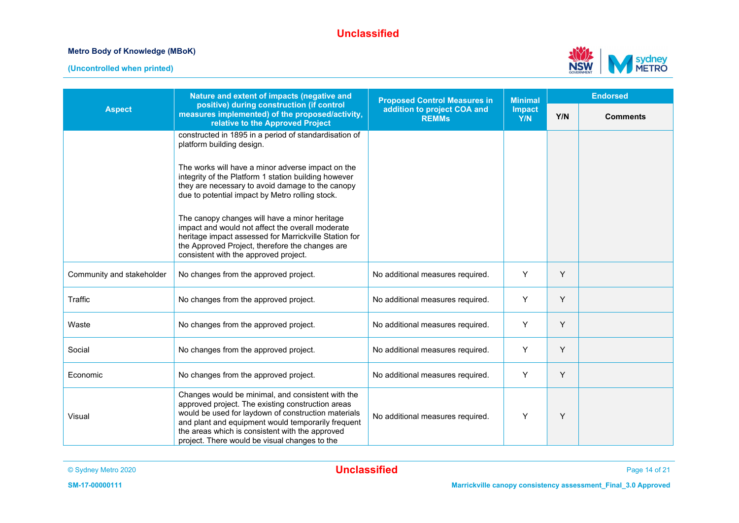| Aspect | Nature and extent of impacts (negative and positive) during construction (if control measures implemented) of the proposed/activity, relative to the Approved Project | Proposed Control Measures in addition to project COA and REMMs | Minimal Impact Y/N | Endorsed | |
|---|---|---|---|---|---|
| | | | | Y/N | Comments |
| | constructed in 1895 in a period of standardisation of platform building design.<br><br>The works will have a minor adverse impact on the integrity of the Platform 1 station building however they are necessary to avoid damage to the canopy due to potential impact by Metro rolling stock.<br><br>The canopy changes will have a minor heritage impact and would not affect the overall moderate heritage impact assessed for Marrickville Station for the Approved Project, therefore the changes are consistent with the approved project. | | | | |
| Community and stakeholder | No changes from the approved project. | No additional measures required. | Y | Y | |
| Traffic | No changes from the approved project. | No additional measures required. | Y | Y | |
| Waste | No changes from the approved project. | No additional measures required. | Y | Y | |
| Social | No changes from the approved project. | No additional measures required. | Y | Y | |
| Economic | No changes from the approved project. | No additional measures required. | Y | Y | |
| Visual | Changes would be minimal, and consistent with the approved project. The existing construction areas would be used for laydown of construction materials and plant and equipment would temporarily frequent the areas which is consistent with the approved project. There would be visual changes to the | No additional measures required. | Y | Y | |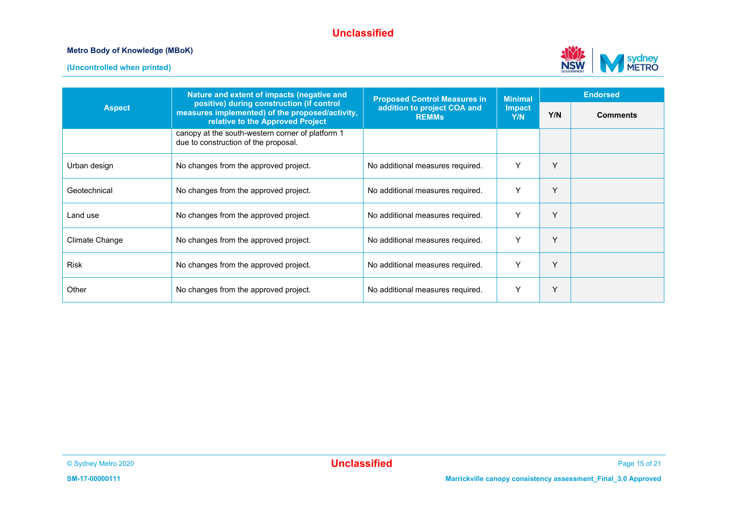| Aspect | Nature and extent of impacts (negative and positive) during construction (if control measures implemented) of the proposed/activity, relative to the Approved Project | Proposed Control Measures in addition to project COA and REMMs | Minimal Impact Y/N | Endorsed | |
|---|---|---|---|---|---|
| | | | | Y/N | Comments |
| | canopy at the south-western corner of platform 1 due to construction of the proposal. | | | | |
| Urban design | No changes from the approved project. | No additional measures required. | Y | Y | |
| Geotechnical | No changes from the approved project. | No additional measures required. | Y | Y | |
| Land use | No changes from the approved project. | No additional measures required. | Y | Y | |
| Climate Change | No changes from the approved project. | No additional measures required. | Y | Y | |
| Risk | No changes from the approved project. | No additional measures required. | Y | Y | |
| Other | No changes from the approved project. | No additional measures required. | Y | Y | |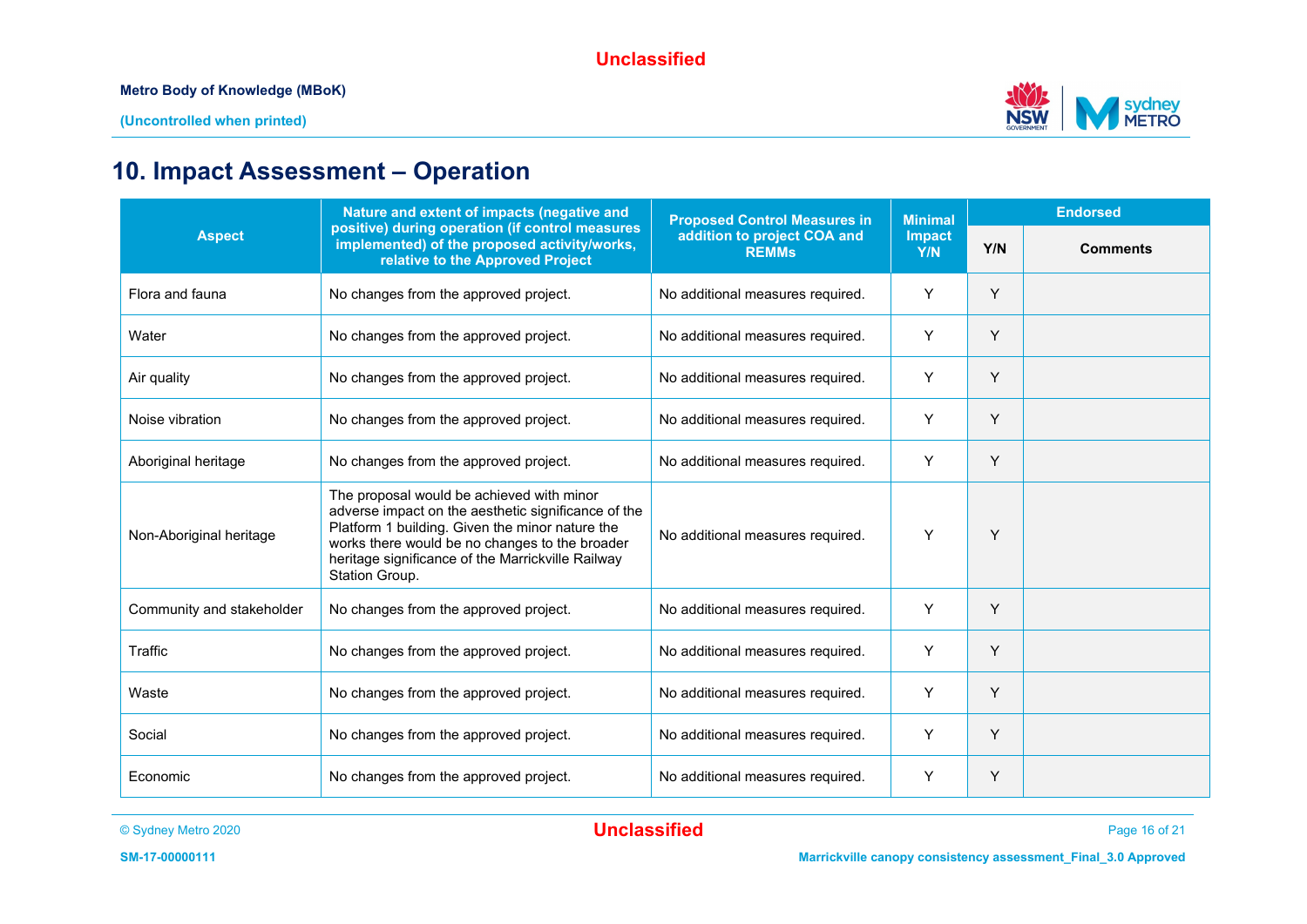# 10. Impact Assessment – Operation

| Aspect | Nature and extent of impacts (negative and positive) during operation (if control measures implemented) of the proposed activity/works, relative to the Approved Project | Proposed Control Measures in addition to project COA and REMMs | Minimal Impact Y/N | Endorsed | |
|---|---|---|---|---|---|
| | | | | Y/N | Comments |
| Flora and fauna | No changes from the approved project. | No additional measures required. | Y | Y | |
| Water | No changes from the approved project. | No additional measures required. | Y | Y | |
| Air quality | No changes from the approved project. | No additional measures required. | Y | Y | |
| Noise vibration | No changes from the approved project. | No additional measures required. | Y | Y | |
| Aboriginal heritage | No changes from the approved project. | No additional measures required. | Y | Y | |
| Non-Aboriginal heritage | The proposal would be achieved with minor adverse impact on the aesthetic significance of the Platform 1 building. Given the minor nature the works there would be no changes to the broader heritage significance of the Marrickville Railway Station Group. | No additional measures required. | Y | Y | |
| Community and stakeholder | No changes from the approved project. | No additional measures required. | Y | Y | |
| Traffic | No changes from the approved project. | No additional measures required. | Y | Y | |
| Waste | No changes from the approved project. | No additional measures required. | Y | Y | |
| Social | No changes from the approved project. | No additional measures required. | Y | Y | |
| Economic | No changes from the approved project. | No additional measures required. | Y | Y | |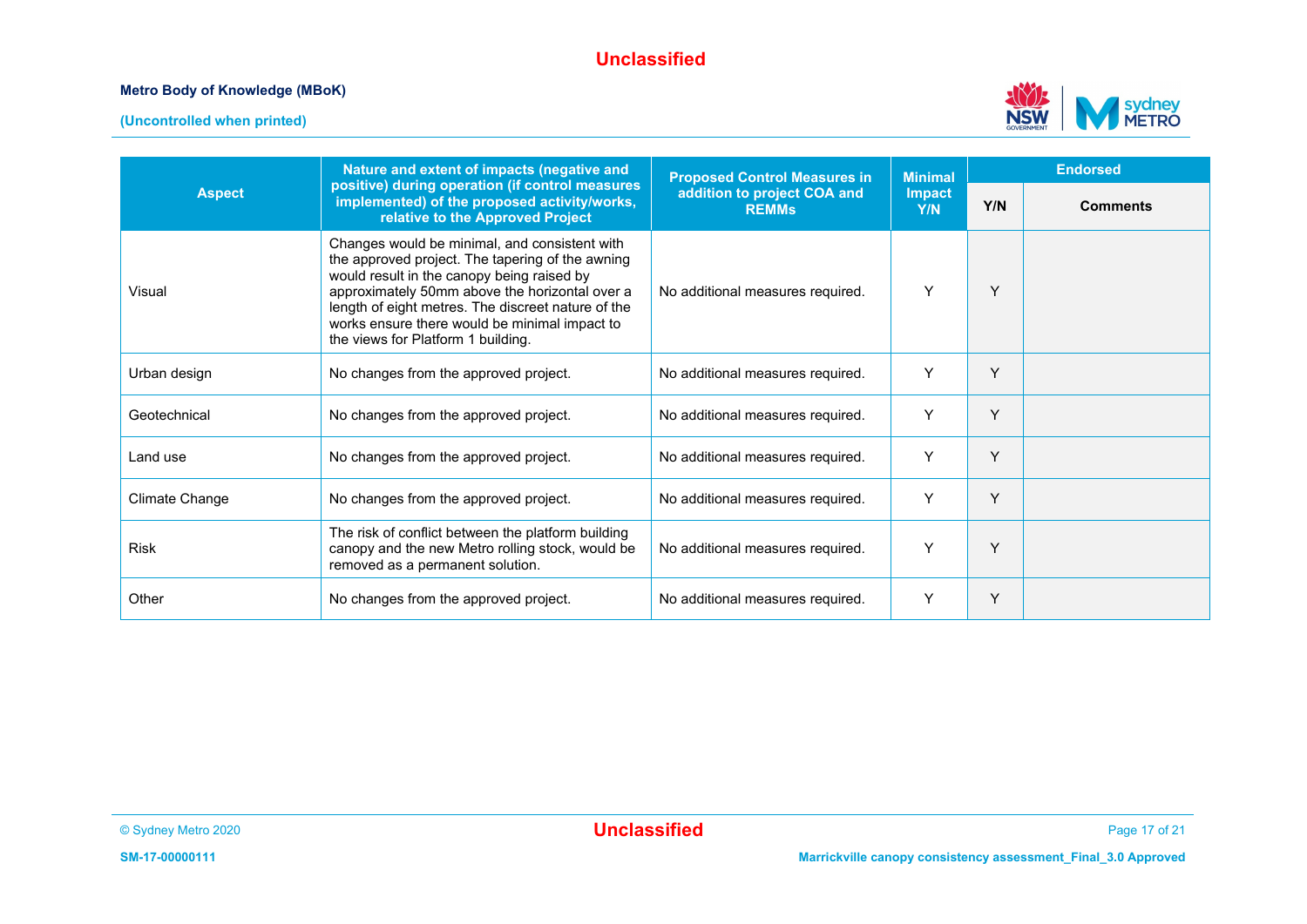| Aspect | Nature and extent of impacts (negative and positive) during operation (if control measures implemented) of the proposed activity/works, relative to the Approved Project | Proposed Control Measures in addition to project COA and REMMs | Minimal Impact Y/N | Endorsed | |
|---|---|---|---|---|---|
| | | | | Y/N | Comments |
| Visual | Changes would be minimal, and consistent with the approved project. The tapering of the awning would result in the canopy being raised by approximately 50mm above the horizontal over a length of eight metres. The discreet nature of the works ensure there would be minimal impact to the views for Platform 1 building. | No additional measures required. | Y | Y | |
| Urban design | No changes from the approved project. | No additional measures required. | Y | Y | |
| Geotechnical | No changes from the approved project. | No additional measures required. | Y | Y | |
| Land use | No changes from the approved project. | No additional measures required. | Y | Y | |
| Climate Change | No changes from the approved project. | No additional measures required. | Y | Y | |
| Risk | The risk of conflict between the platform building canopy and the new Metro rolling stock, would be removed as a permanent solution. | No additional measures required. | Y | Y | |
| Other | No changes from the approved project. | No additional measures required. | Y | Y | |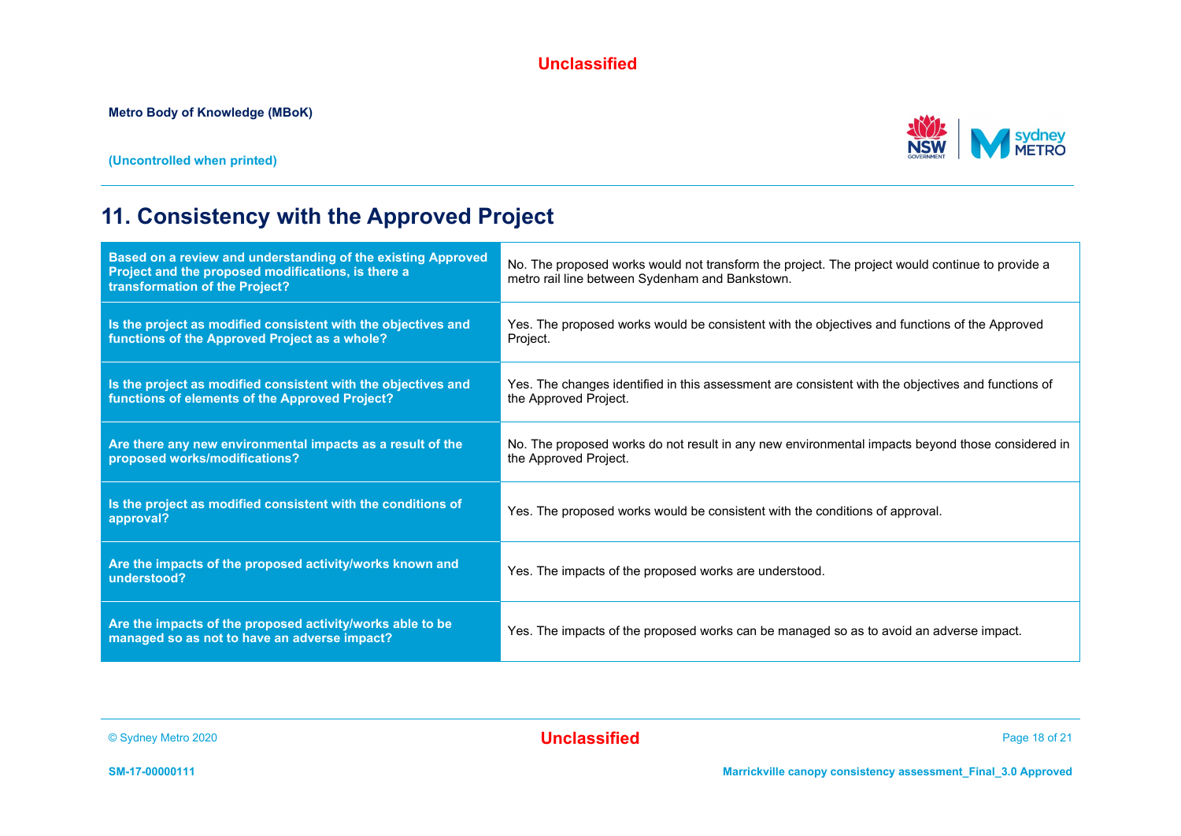# 11. Consistency with the Approved Project

| Based on a review and understanding of the existing Approved Project and the proposed modifications, is there a transformation of the Project? | No. The proposed works would not transform the project. The project would continue to provide a metro rail line between Sydenham and Bankstown. |
|---|---|
| **Is the project as modified consistent with the objectives and functions of the Approved Project as a whole?** | Yes. The proposed works would be consistent with the objectives and functions of the Approved Project. |
| **Is the project as modified consistent with the objectives and functions of elements of the Approved Project?** | Yes. The changes identified in this assessment are consistent with the objectives and functions of the Approved Project. |
| **Are there any new environmental impacts as a result of the proposed works/modifications?** | No. The proposed works do not result in any new environmental impacts beyond those considered in the Approved Project. |
| **Is the project as modified consistent with the conditions of approval?** | Yes. The proposed works would be consistent with the conditions of approval. |
| **Are the impacts of the proposed activity/works known and understood?** | Yes. The impacts of the proposed works are understood. |
| **Are the impacts of the proposed activity/works able to be managed so as not to have an adverse impact?** | Yes. The impacts of the proposed works can be managed so as to avoid an adverse impact. |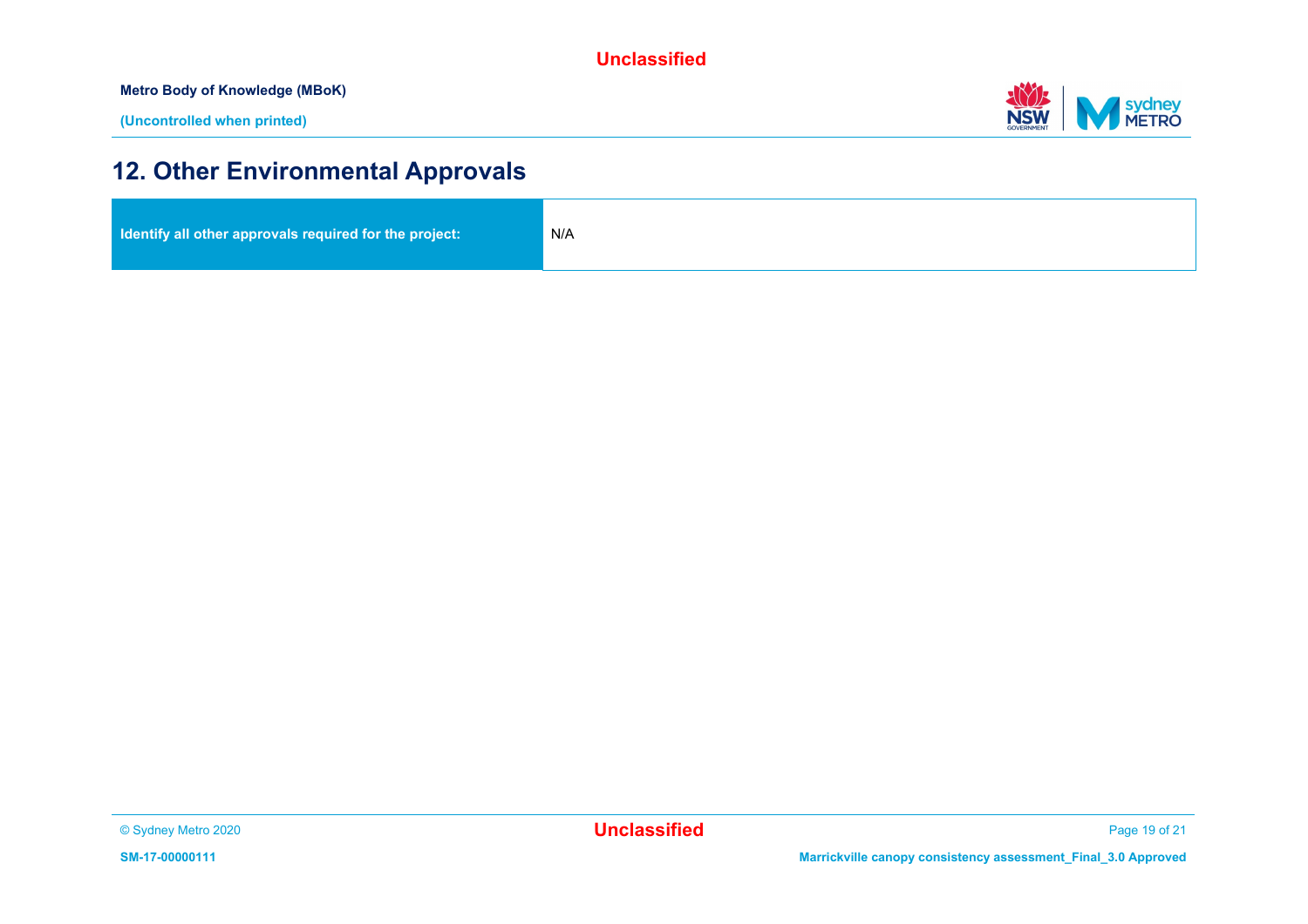## 12. Other Environmental Approvals

| Identify all other approvals required for the project: | N/A |
| --- | --- |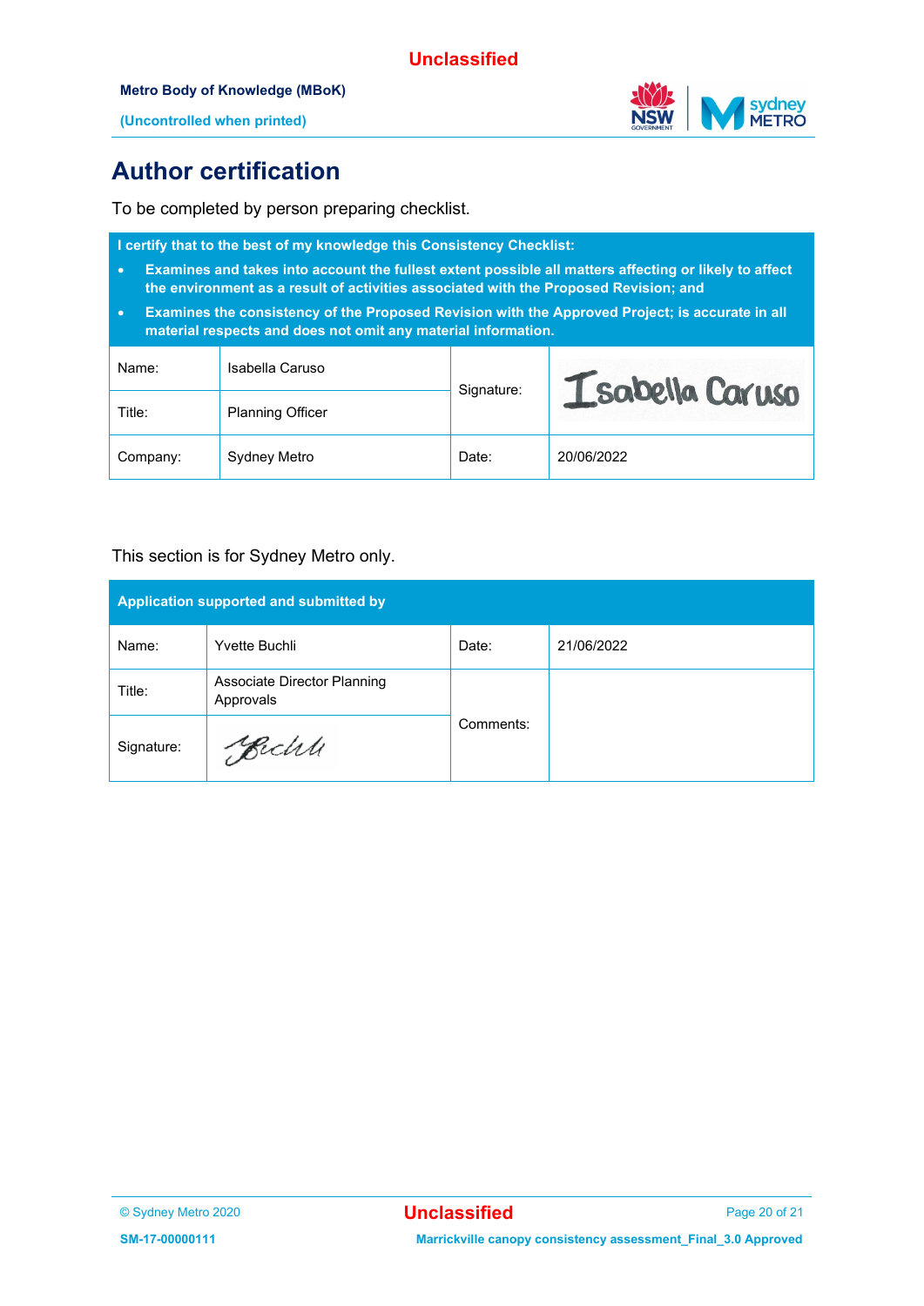# Author certification

To be completed by person preparing checklist.

| **I certify that to the best of my knowledge this Consistency Checklist:**<br>• **Examines and takes into account the fullest extent possible all matters affecting or likely to affect the environment as a result of activities associated with the Proposed Revision; and**<br>• **Examines the consistency of the Proposed Revision with the Approved Project; is accurate in all material respects and does not omit any material information.** | | | |
|---|---|---|---|
| Name: | Isabella Caruso | Signature: | Isabella Caruso |
| Title: | Planning Officer | | |
| Company: | Sydney Metro | Date: | 20/06/2022 |

This section is for Sydney Metro only.

| **Application supported and submitted by** | | | |
|---|---|---|---|
| Name: | Yvette Buchli | Date: | 21/06/2022 |
| Title: | Associate Director Planning Approvals | Comments: | |
| Signature: | Buchli | | |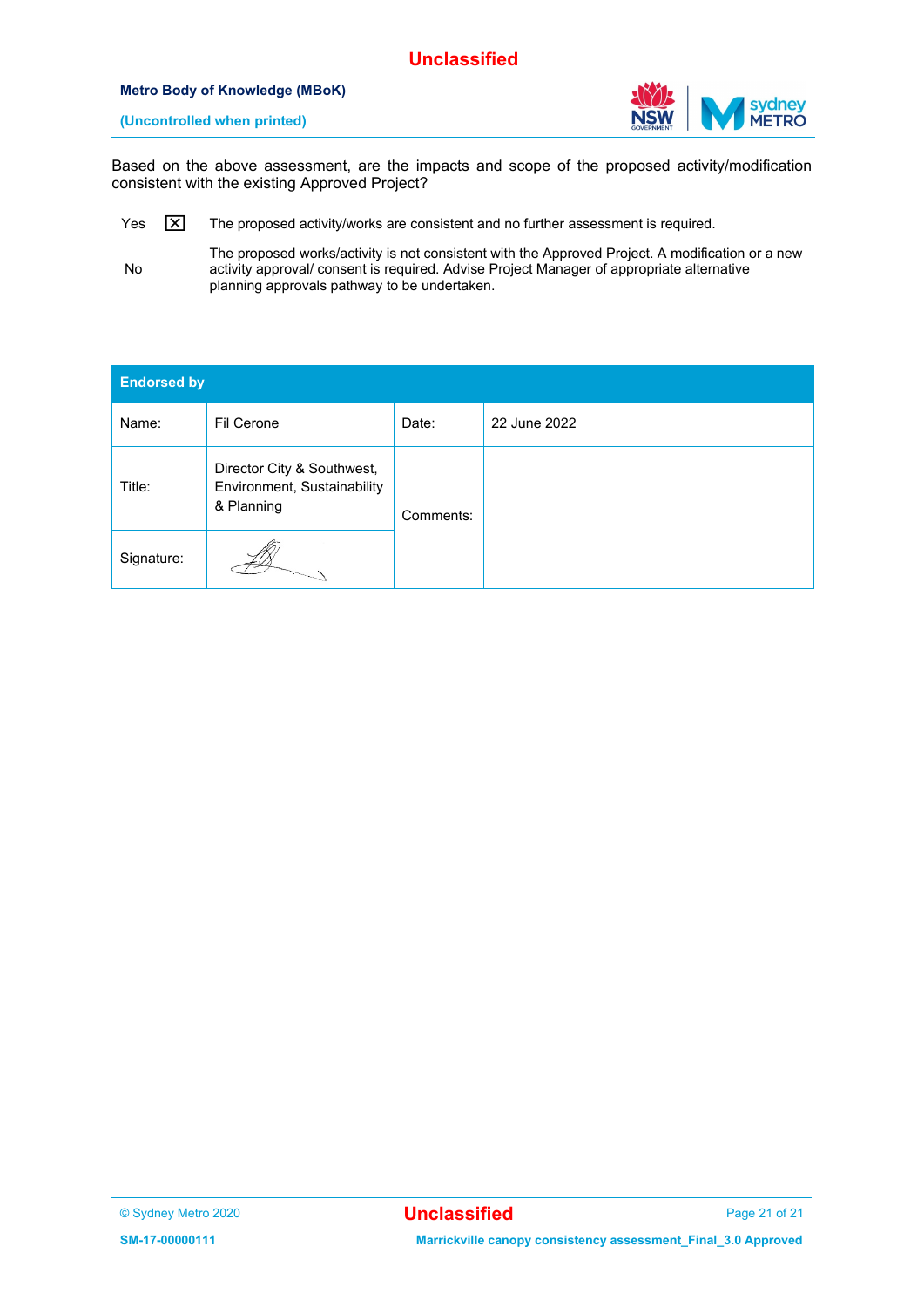Based on the above assessment, are the impacts and scope of the proposed activity/modification consistent with the existing Approved Project?

| | | |
|---|---|---|
| Yes | ☒ | The proposed activity/works are consistent and no further assessment is required. |
| No | | The proposed works/activity is not consistent with the Approved Project. A modification or a new activity approval/ consent is required. Advise Project Manager of appropriate alternative planning approvals pathway to be undertaken. |

| Endorsed by | | | |
|---|---|---|---|
| Name: | Fil Cerone | Date: | 22 June 2022 |
| Title: | Director City & Southwest, Environment, Sustainability & Planning | Comments: | |
| Signature: | [signature] | | |